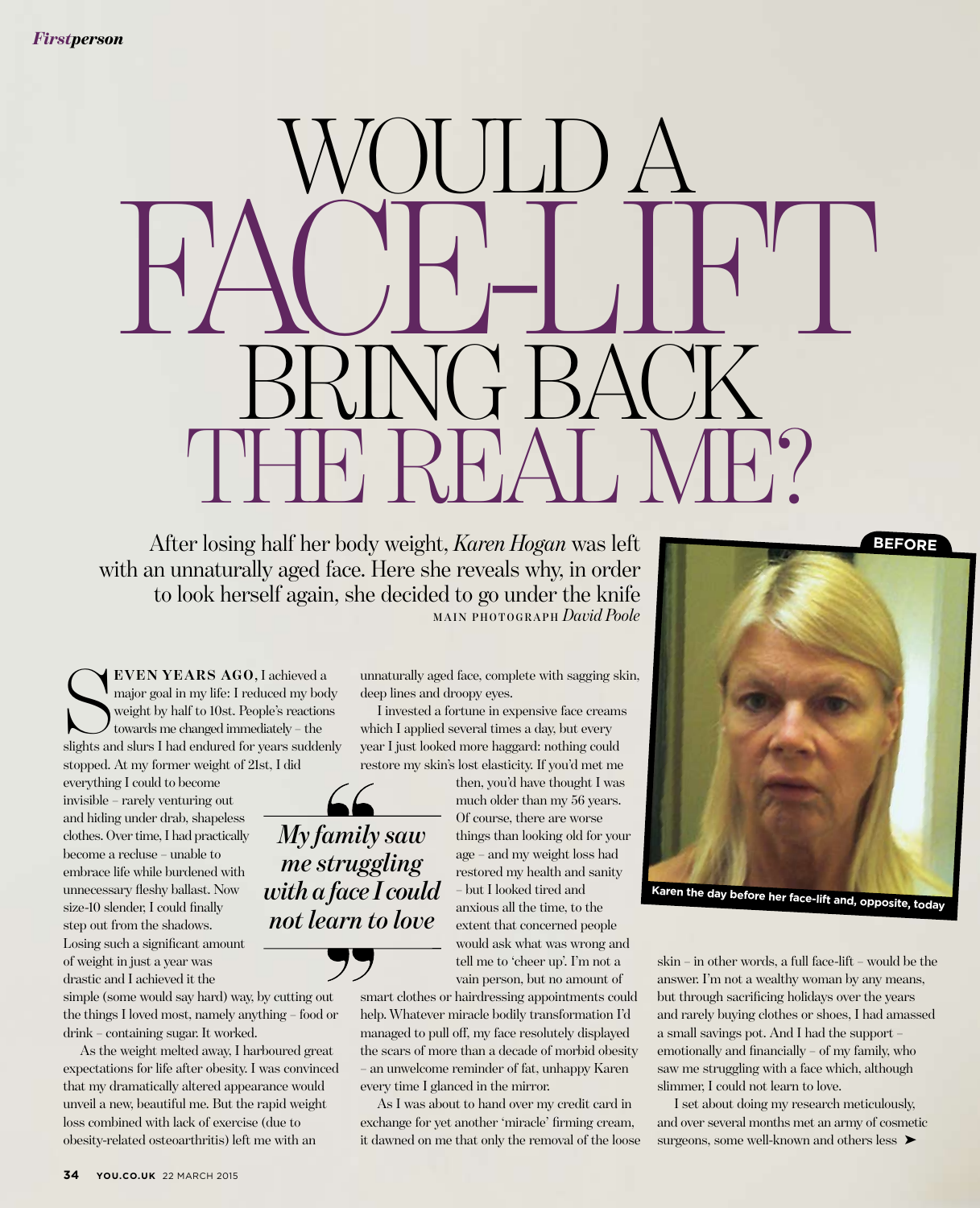# WOULD A FACE-LIFT BRING BACK THE REAL ME?

After losing half her body weight, *Karen Hogan* was left with an unnaturally aged face. Here she reveals why, in order to look herself again, she decided to go under the knife

MAIN PHOTOGRAPH *David Poole*

BEFORE

Karen the day before her face-lift and, opposite, today

**SEVEN YEARS AGO**, I achieved a major goal in my life: I reduced my body weight by half to 10st. People's reactions towards me changed immediately – the slights and slurs I had endured for years suddenly stopped. At my former weight of 21st, I did everything I could to become invisible – rarely venturing out and hiding under drab, shapeless clothes. Over time, I had practically become a recluse – unable to embrace life while burdened with unnecessary fleshy ballast. Now size-10 slender, I could finally step out from the shadows. Losing such a significant amount of weight in just a year was drastic and I achieved it the simple (some would say hard) way, by cutting out the things I loved most, namely anything – food or drink – containing sugar. It worked.

As the weight melted away, I harboured great expectations for life after obesity. I was convinced that my dramatically altered appearance would unveil a new, beautiful me. But the rapid weight loss combined with lack of exercise (due to obesity-related osteoarthritis) left me with an unnaturally aged face, complete with sagging skin, deep lines and droopy eyes.

I invested a fortune in expensive face creams which I applied several times a day, but every year I just looked more haggard: nothing could restore my skin's lost elasticity. If you'd met me then, you'd have thought I was much older than my 56 years. Of course, there are worse things than looking old for your age – and my weight loss had restored my health and sanity – but I looked tired and anxious all the time, to the extent that concerned people would ask what was wrong and tell me to 'cheer up'. I'm not a vain person, but no amount of smart clothes or hairdressing appointments could help. Whatever miracle bodily transformation I'd managed to pull off, my face resolutely displayed the scars of more than a decade of morbid obesity – an unwelcome reminder of fat, unhappy Karen every time I glanced in the mirror.

> *My family saw me struggling with a face I could not learn to love*

As I was about to hand over my credit card in exchange for yet another 'miracle' firming cream, it dawned on me that only the removal of the loose skin – in other words, a full face-lift – would be the answer. I'm not a wealthy woman by any means, but through sacrificing holidays over the years and rarely buying clothes or shoes, I had amassed a small savings pot. And I had the support – emotionally and financially – of my family, who saw me struggling with a face which, although slimmer, I could not learn to love.

I set about doing my research meticulously, and over several months met an army of cosmetic surgeons, some well-known and others less ➤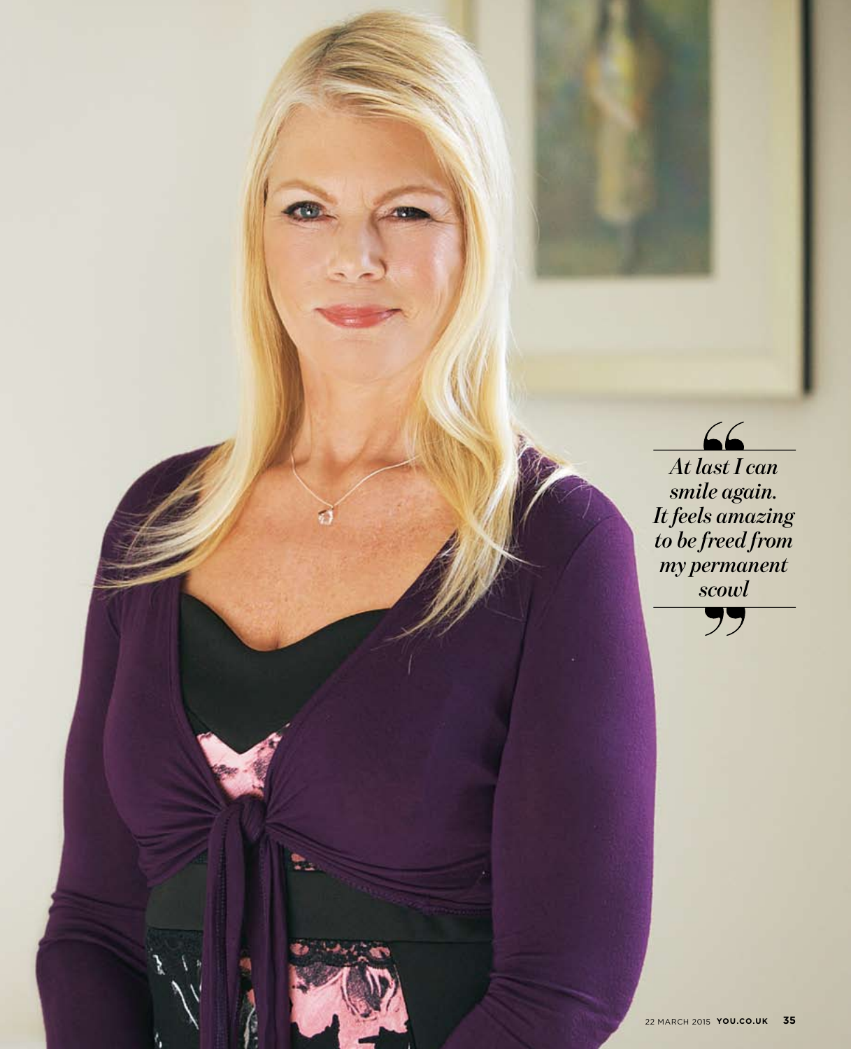> *At last I can smile again. It feels amazing to be freed from my permanent scowl*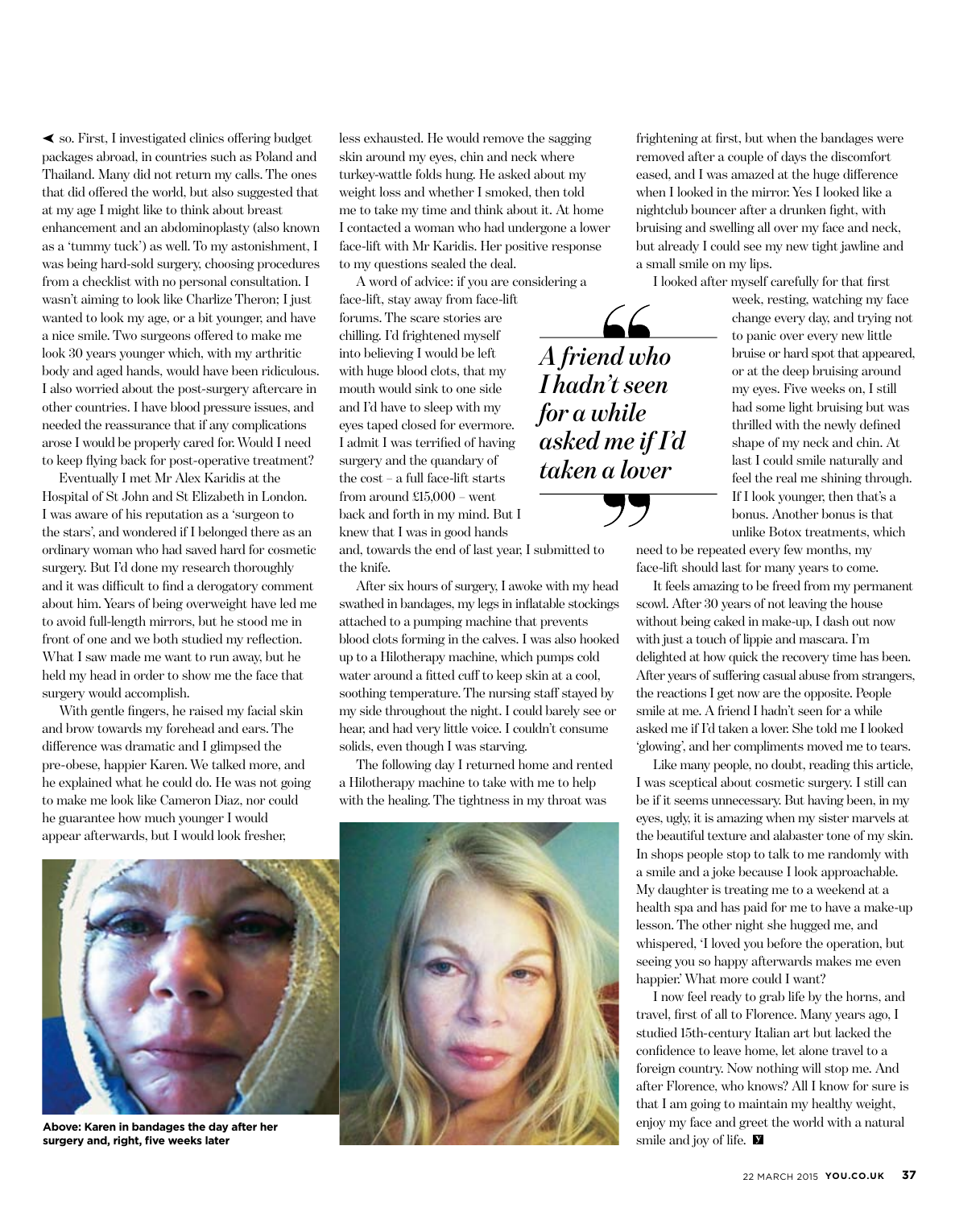so. First, I investigated clinics offering budget packages abroad, in countries such as Poland and Thailand. Many did not return my calls. The ones that did offered the world, but also suggested that at my age I might like to think about breast enhancement and an abdominoplasty (also known as a 'tummy tuck') as well. To my astonishment, I was being hard-sold surgery, choosing procedures from a checklist with no personal consultation. I wasn't aiming to look like Charlize Theron; I just wanted to look my age, or a bit younger, and have a nice smile. Two surgeons offered to make me look 30 years younger which, with my arthritic body and aged hands, would have been ridiculous. I also worried about the post-surgery aftercare in other countries. I have blood pressure issues, and needed the reassurance that if any complications arose I would be properly cared for. Would I need to keep flying back for post-operative treatment?

Eventually I met Mr Alex Karidis at the Hospital of St John and St Elizabeth in London. I was aware of his reputation as a 'surgeon to the stars', and wondered if I belonged there as an ordinary woman who had saved hard for cosmetic surgery. But I'd done my research thoroughly and it was difficult to find a derogatory comment about him. Years of being overweight have led me to avoid full-length mirrors, but he stood me in front of one and we both studied my reflection. What I saw made me want to run away, but he held my head in order to show me the face that surgery would accomplish.

With gentle fingers, he raised my facial skin and brow towards my forehead and ears. The difference was dramatic and I glimpsed the pre-obese, happier Karen. We talked more, and he explained what he could do. He was not going to make me look like Cameron Diaz, nor could he guarantee how much younger I would appear afterwards, but I would look fresher, less exhausted. He would remove the sagging skin around my eyes, chin and neck where turkey-wattle folds hung. He asked about my weight loss and whether I smoked, then told me to take my time and think about it. At home I contacted a woman who had undergone a lower face-lift with Mr Karidis. Her positive response to my questions sealed the deal.

A word of advice: if you are considering a face-lift, stay away from face-lift forums. The scare stories are chilling. I'd frightened myself into believing I would be left with huge blood clots, that my mouth would sink to one side and I'd have to sleep with my eyes taped closed for evermore. I admit I was terrified of having surgery and the quandary of the cost – a full face-lift starts from around £15,000 – went back and forth in my mind. But I knew that I was in good hands and, towards the end of last year, I submitted to the knife.

> *A friend who I hadn't seen for a while asked me if I'd taken a lover*

After six hours of surgery, I awoke with my head swathed in bandages, my legs in inflatable stockings attached to a pumping machine that prevents blood clots forming in the calves. I was also hooked up to a Hilotherapy machine, which pumps cold water around a fitted cuff to keep skin at a cool, soothing temperature. The nursing staff stayed by my side throughout the night. I could barely see or hear, and had very little voice. I couldn't consume solids, even though I was starving.

The following day I returned home and rented a Hilotherapy machine to take with me to help with the healing. The tightness in my throat was frightening at first, but when the bandages were removed after a couple of days the discomfort eased, and I was amazed at the huge difference when I looked in the mirror. Yes I looked like a nightclub bouncer after a drunken fight, with bruising and swelling all over my face and neck, but already I could see my new tight jawline and a small smile on my lips.

I looked after myself carefully for that first week, resting, watching my face change every day, and trying not to panic over every new little bruise or hard spot that appeared, or at the deep bruising around my eyes. Five weeks on, I still had some light bruising but was thrilled with the newly defined shape of my neck and chin. At last I could smile naturally and feel the real me shining through. If I look younger, then that's a bonus. Another bonus is that unlike Botox treatments, which need to be repeated every few months, my face-lift should last for many years to come.

It feels amazing to be freed from my permanent scowl. After 30 years of not leaving the house without being caked in make-up, I dash out now with just a touch of lippie and mascara. I'm delighted at how quick the recovery time has been. After years of suffering casual abuse from strangers, the reactions I get now are the opposite. People smile at me. A friend I hadn't seen for a while asked me if I'd taken a lover. She told me I looked 'glowing', and her compliments moved me to tears.

Like many people, no doubt, reading this article, I was sceptical about cosmetic surgery. I still can be if it seems unnecessary. But having been, in my eyes, ugly, it is amazing when my sister marvels at the beautiful texture and alabaster tone of my skin. In shops people stop to talk to me randomly with a smile and a joke because I look approachable. My daughter is treating me to a weekend at a health spa and has paid for me to have a make-up lesson. The other night she hugged me, and whispered, 'I loved you before the operation, but seeing you so happy afterwards makes me even happier.' What more could I want?

I now feel ready to grab life by the horns, and travel, first of all to Florence. Many years ago, I studied 15th-century Italian art but lacked the confidence to leave home, let alone travel to a foreign country. Now nothing will stop me. And after Florence, who knows? All I know for sure is that I am going to maintain my healthy weight, enjoy my face and greet the world with a natural smile and joy of life.

**Above: Karen in bandages the day after her surgery and, right, five weeks later**